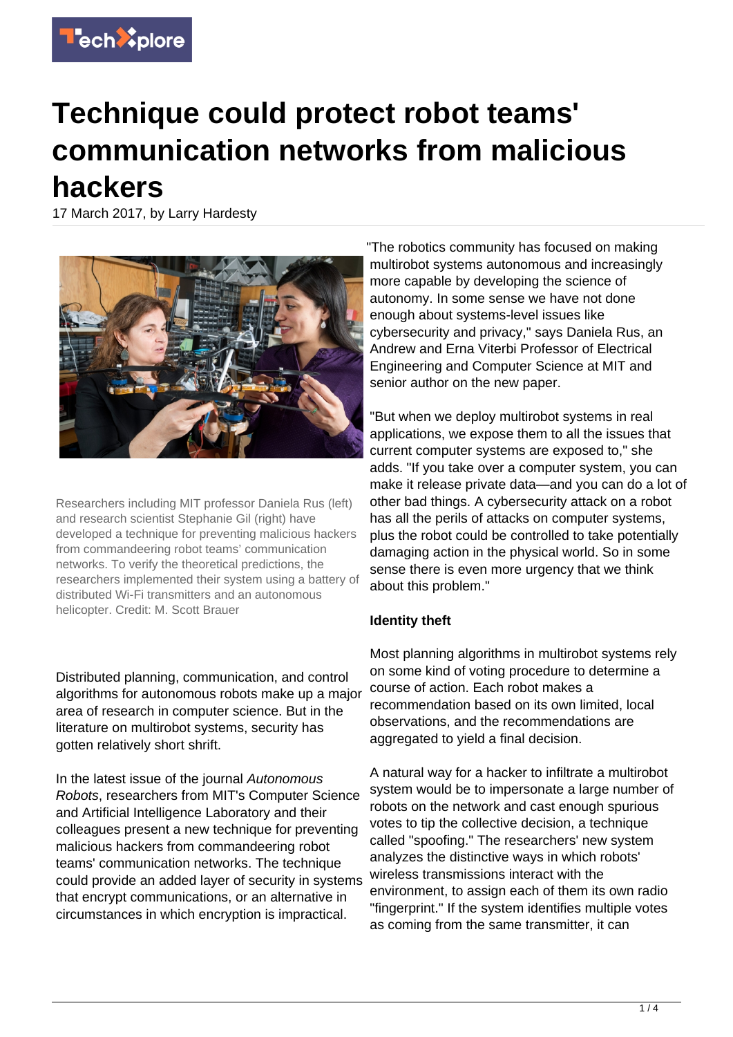# Technique could protect robot teams' communication networks from malicious hackers

17 March 2017, by Larry Hardesty

Researchers including MIT professor Daniela Rus (left) and research scientist Stephanie Gil (right) have developed a technique for preventing malicious hackers from commandeering robot teams' communication networks. To verify the theoretical predictions, the researchers implemented their system using a battery of distributed Wi-Fi transmitters and an autonomous helicopter. Credit: M. Scott Brauer

Distributed planning, communication, and control algorithms for autonomous robots make up a major area of research in computer science. But in the literature on multirobot systems, security has gotten relatively short shrift.

In the latest issue of the journal *Autonomous Robots*, researchers from MIT's Computer Science and Artificial Intelligence Laboratory and their colleagues present a new technique for preventing malicious hackers from commandeering robot teams' communication networks. The technique could provide an added layer of security in systems that encrypt communications, or an alternative in circumstances in which encryption is impractical.

"The robotics community has focused on making multirobot systems autonomous and increasingly more capable by developing the science of autonomy. In some sense we have not done enough about systems-level issues like cybersecurity and privacy," says Daniela Rus, an Andrew and Erna Viterbi Professor of Electrical Engineering and Computer Science at MIT and senior author on the new paper.

"But when we deploy multirobot systems in real applications, we expose them to all the issues that current computer systems are exposed to," she adds. "If you take over a computer system, you can make it release private data—and you can do a lot of other bad things. A cybersecurity attack on a robot has all the perils of attacks on computer systems, plus the robot could be controlled to take potentially damaging action in the physical world. So in some sense there is even more urgency that we think about this problem."

**Identity theft**

Most planning algorithms in multirobot systems rely on some kind of voting procedure to determine a course of action. Each robot makes a recommendation based on its own limited, local observations, and the recommendations are aggregated to yield a final decision.

A natural way for a hacker to infiltrate a multirobot system would be to impersonate a large number of robots on the network and cast enough spurious votes to tip the collective decision, a technique called "spoofing." The researchers' new system analyzes the distinctive ways in which robots' wireless transmissions interact with the environment, to assign each of them its own radio "fingerprint." If the system identifies multiple votes as coming from the same transmitter, it can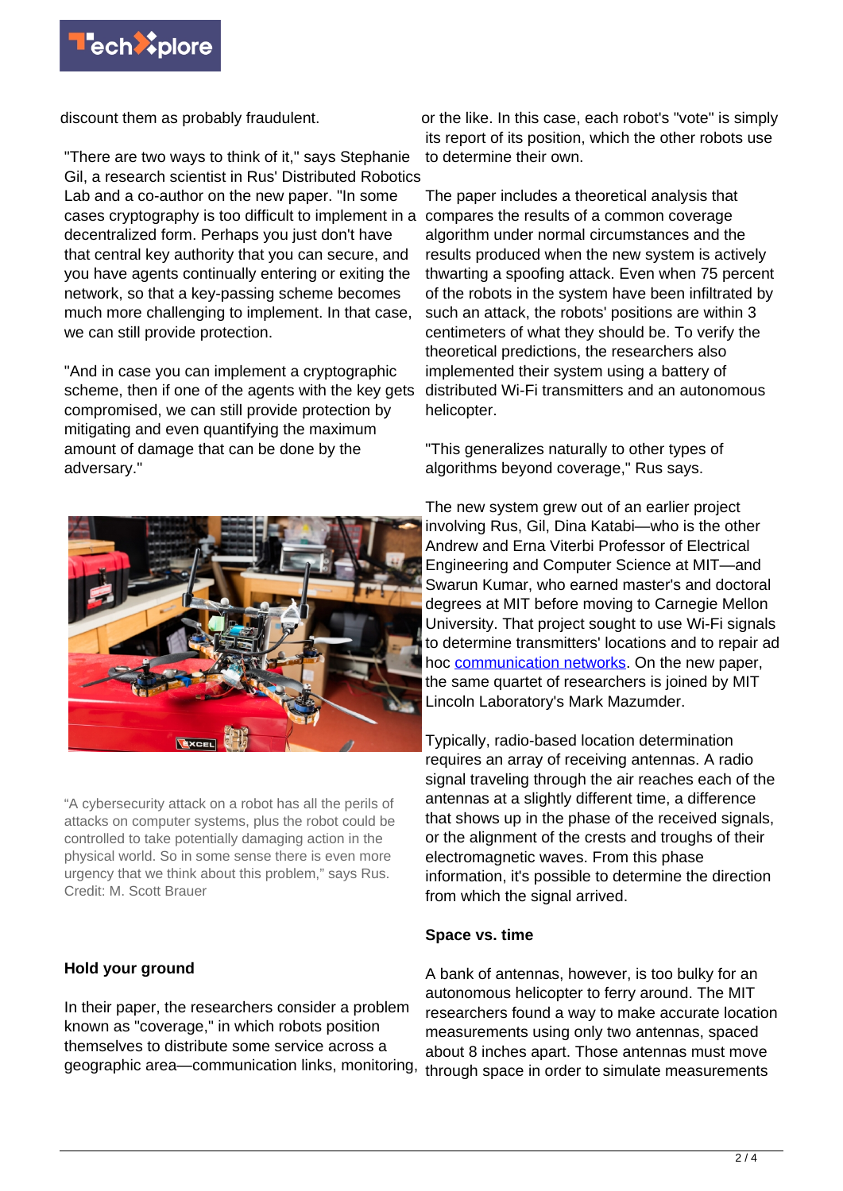discount them as probably fraudulent.

"There are two ways to think of it," says Stephanie Gil, a research scientist in Rus' Distributed Robotics Lab and a co-author on the new paper. "In some cases cryptography is too difficult to implement in a decentralized form. Perhaps you just don't have that central key authority that you can secure, and you have agents continually entering or exiting the network, so that a key-passing scheme becomes much more challenging to implement. In that case, we can still provide protection.

"And in case you can implement a cryptographic scheme, then if one of the agents with the key gets compromised, we can still provide protection by mitigating and even quantifying the maximum amount of damage that can be done by the adversary."

"A cybersecurity attack on a robot has all the perils of attacks on computer systems, plus the robot could be controlled to take potentially damaging action in the physical world. So in some sense there is even more urgency that we think about this problem," says Rus. Credit: M. Scott Brauer

## Hold your ground

In their paper, the researchers consider a problem known as "coverage," in which robots position themselves to distribute some service across a geographic area—communication links, monitoring, or the like. In this case, each robot's "vote" is simply its report of its position, which the other robots use to determine their own.

The paper includes a theoretical analysis that compares the results of a common coverage algorithm under normal circumstances and the results produced when the new system is actively thwarting a spoofing attack. Even when 75 percent of the robots in the system have been infiltrated by such an attack, the robots' positions are within 3 centimeters of what they should be. To verify the theoretical predictions, the researchers also implemented their system using a battery of distributed Wi-Fi transmitters and an autonomous helicopter.

"This generalizes naturally to other types of algorithms beyond coverage," Rus says.

The new system grew out of an earlier project involving Rus, Gil, Dina Katabi—who is the other Andrew and Erna Viterbi Professor of Electrical Engineering and Computer Science at MIT—and Swarun Kumar, who earned master's and doctoral degrees at MIT before moving to Carnegie Mellon University. That project sought to use Wi-Fi signals to determine transmitters' locations and to repair ad hoc communication networks. On the new paper, the same quartet of researchers is joined by MIT Lincoln Laboratory's Mark Mazumder.

Typically, radio-based location determination requires an array of receiving antennas. A radio signal traveling through the air reaches each of the antennas at a slightly different time, a difference that shows up in the phase of the received signals, or the alignment of the crests and troughs of their electromagnetic waves. From this phase information, it's possible to determine the direction from which the signal arrived.

## Space vs. time

A bank of antennas, however, is too bulky for an autonomous helicopter to ferry around. The MIT researchers found a way to make accurate location measurements using only two antennas, spaced about 8 inches apart. Those antennas must move through space in order to simulate measurements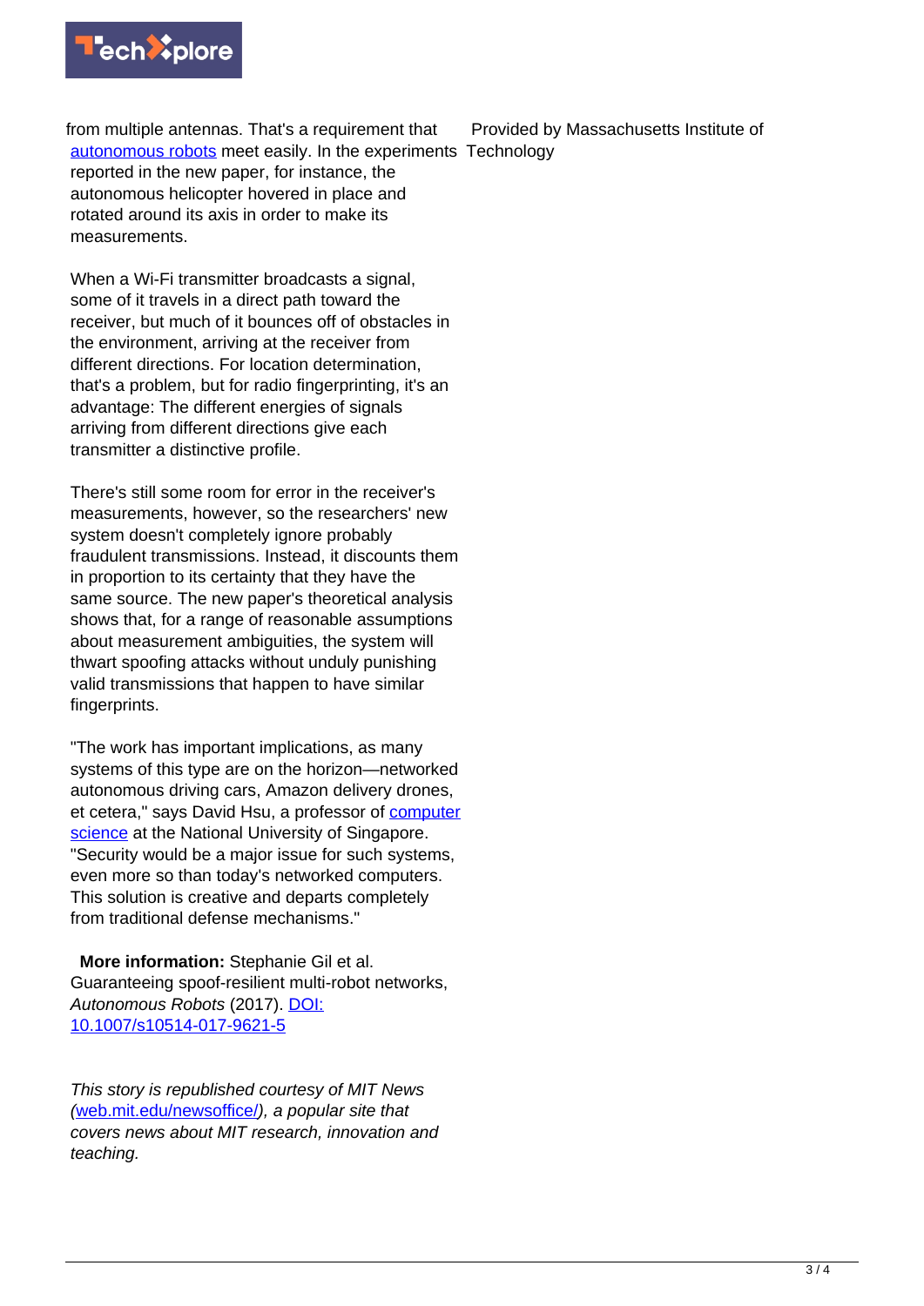from multiple antennas. That's a requirement that autonomous robots meet easily. In the experiments reported in the new paper, for instance, the autonomous helicopter hovered in place and rotated around its axis in order to make its measurements.

When a Wi-Fi transmitter broadcasts a signal, some of it travels in a direct path toward the receiver, but much of it bounces off of obstacles in the environment, arriving at the receiver from different directions. For location determination, that's a problem, but for radio fingerprinting, it's an advantage: The different energies of signals arriving from different directions give each transmitter a distinctive profile.

There's still some room for error in the receiver's measurements, however, so the researchers' new system doesn't completely ignore probably fraudulent transmissions. Instead, it discounts them in proportion to its certainty that they have the same source. The new paper's theoretical analysis shows that, for a range of reasonable assumptions about measurement ambiguities, the system will thwart spoofing attacks without unduly punishing valid transmissions that happen to have similar fingerprints.

"The work has important implications, as many systems of this type are on the horizon—networked autonomous driving cars, Amazon delivery drones, et cetera," says David Hsu, a professor of computer science at the National University of Singapore. "Security would be a major issue for such systems, even more so than today's networked computers. This solution is creative and departs completely from traditional defense mechanisms."

**More information:** Stephanie Gil et al. Guaranteeing spoof-resilient multi-robot networks, *Autonomous Robots* (2017). DOI: 10.1007/s10514-017-9621-5

*This story is republished courtesy of MIT News (web.mit.edu/newsoffice/), a popular site that covers news about MIT research, innovation and teaching.*

Provided by Massachusetts Institute of Technology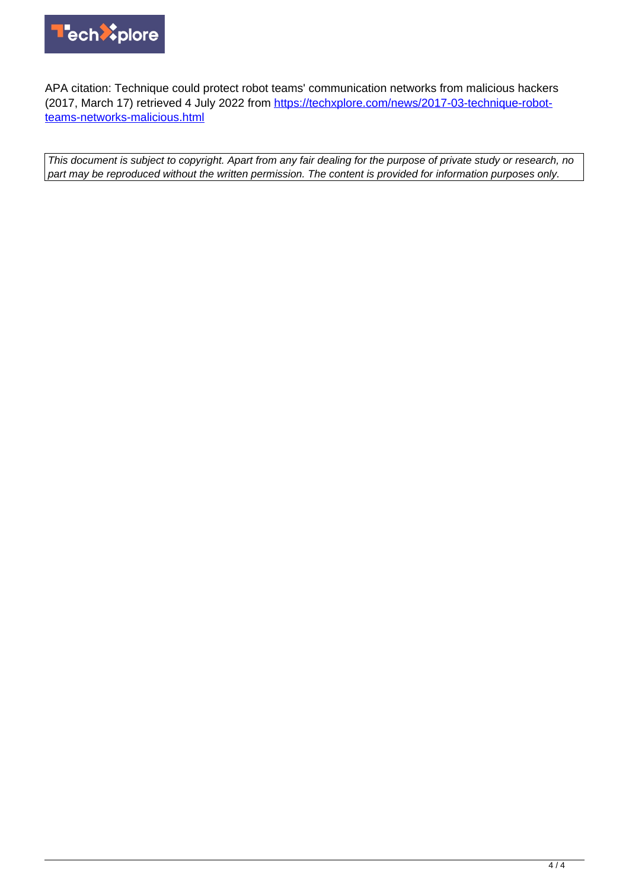APA citation: Technique could protect robot teams' communication networks from malicious hackers (2017, March 17) retrieved 4 July 2022 from [https://techxplore.com/news/2017-03-technique-robot-teams-networks-malicious.html](https://techxplore.com/news/2017-03-technique-robot-teams-networks-malicious.html)

*This document is subject to copyright. Apart from any fair dealing for the purpose of private study or research, no part may be reproduced without the written permission. The content is provided for information purposes only.*